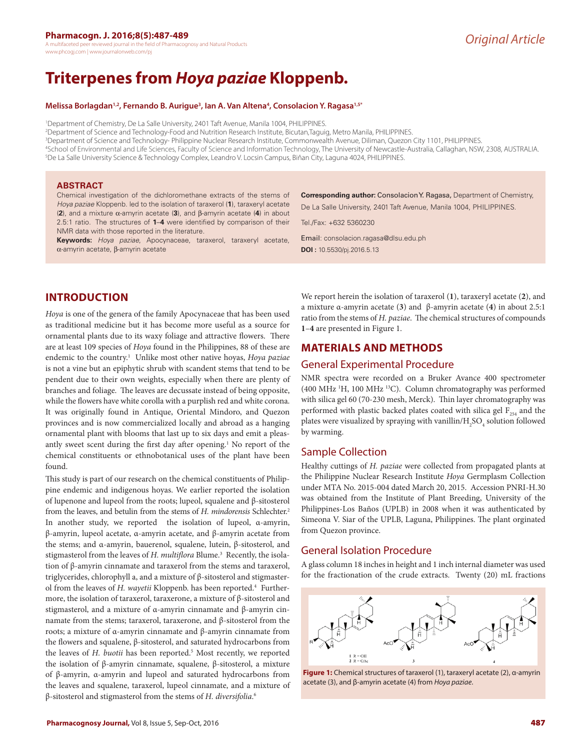# Triterpenes from *Hoya paziae* Kloppenb.

**Melissa Borlagdan[1,2], Fernando B. Aurigue[3], Ian A. Van Altena[4], Consolacion Y. Ragasa[1,5*]**

[1]Department of Chemistry, De La Salle University, 2401 Taft Avenue, Manila 1004, PHILIPPINES.
[2]Department of Science and Technology-Food and Nutrition Research Institute, Bicutan,Taguig, Metro Manila, PHILIPPINES.
[3]Department of Science and Technology- Philippine Nuclear Research Institute, Commonwealth Avenue, Diliman, Quezon City 1101, PHILIPPINES.
[4]School of Environmental and Life Sciences, Faculty of Science and Information Technology, The University of Newcastle-Australia, Callaghan, NSW, 2308, AUSTRALIA.
[5]De La Salle University Science & Technology Complex, Leandro V. Locsin Campus, Biñan City, Laguna 4024, PHILIPPINES.

### ABSTRACT

Chemical investigation of the dichloromethane extracts of the stems of *Hoya paziae* Kloppenb. led to the isolation of taraxerol (**1**), taraxeryl acetate (**2**), and a mixture α-amyrin acetate (**3**), and β-amyrin acetate (**4**) in about 2.5:1 ratio. The structures of **1**–**4** were identified by comparison of their NMR data with those reported in the literature.

**Keywords:** *Hoya paziae*, Apocynaceae, taraxerol, taraxeryl acetate, α-amyrin acetate, β-amyrin acetate

**Corresponding author:** Consolacion Y. Ragasa, Department of Chemistry, De La Salle University, 2401 Taft Avenue, Manila 1004, PHILIPPINES.

Tel./Fax: +632 5360230

Email: consolacion.ragasa@dlsu.edu.ph

**DOI :** 10.5530/pj.2016.5.13

## INTRODUCTION

*Hoya* is one of the genera of the family Apocynaceae that has been used as traditional medicine but it has become more useful as a source for ornamental plants due to its waxy foliage and attractive flowers. There are at least 109 species of *Hoya* found in the Philippines, 88 of these are endemic to the country.[1] Unlike most other native hoyas, *Hoya paziae* is not a vine but an epiphytic shrub with scandent stems that tend to be pendent due to their own weights, especially when there are plenty of branches and foliage. The leaves are decussate instead of being opposite, while the flowers have white corolla with a purplish red and white corona. It was originally found in Antique, Oriental Mindoro, and Quezon provinces and is now commercialized locally and abroad as a hanging ornamental plant with blooms that last up to six days and emit a pleasantly sweet scent during the first day after opening.[1] No report of the chemical constituents or ethnobotanical uses of the plant have been found.

This study is part of our research on the chemical constituents of Philippine endemic and indigenous hoyas. We earlier reported the isolation of lupenone and lupeol from the roots; lupeol, squalene and β-sitosterol from the leaves, and betulin from the stems of *H. mindorensis* Schlechter.[2] In another study, we reported the isolation of lupeol, α-amyrin, β-amyrin, lupeol acetate, α-amyrin acetate, and β-amyrin acetate from the stems; and α-amyrin, bauerenol, squalene, lutein, β-sitosterol, and stigmasterol from the leaves of *H. multiflora* Blume.[3] Recently, the isolation of β-amyrin cinnamate and taraxerol from the stems and taraxerol, triglycerides, chlorophyll a, and a mixture of β-sitosterol and stigmasterol from the leaves of *H. wayetii* Kloppenb. has been reported.[4] Furthermore, the isolation of taraxerol, taraxerone, a mixture of β-sitosterol and stigmasterol, and a mixture of α-amyrin cinnamate and β-amyrin cinnamate from the stems; taraxerol, taraxerone, and β-sitosterol from the roots; a mixture of α-amyrin cinnamate and β-amyrin cinnamate from the flowers and squalene, β-sitosterol, and saturated hydrocarbons from the leaves of *H. buotii* has been reported.[5] Most recently, we reported the isolation of β-amyrin cinnamate, squalene, β-sitosterol, a mixture of β-amyrin, α-amyrin and lupeol and saturated hydrocarbons from the leaves and squalene, taraxerol, lupeol cinnamate, and a mixture of β-sitosterol and stigmasterol from the stems of *H. diversifolia*.[6]

We report herein the isolation of taraxerol (**1**), taraxeryl acetate (**2**), and a mixture α-amyrin acetate (**3**) and β-amyrin acetate (**4**) in about 2.5:1 ratio from the stems of *H. paziae*. The chemical structures of compounds **1**–**4** are presented in Figure 1.

## MATERIALS AND METHODS

### General Experimental Procedure

NMR spectra were recorded on a Bruker Avance 400 spectrometer (400 MHz $^1$H, 100 MHz $^{13}$C). Column chromatography was performed with silica gel 60 (70-230 mesh, Merck). Thin layer chromatography was performed with plastic backed plates coated with silica gel $F_{254}$ and the plates were visualized by spraying with vanillin/$H_2SO_4$ solution followed by warming.

### Sample Collection

Healthy cuttings of *H. paziae* were collected from propagated plants at the Philippine Nuclear Research Institute *Hoya* Germplasm Collection under MTA No. 2015-004 dated March 20, 2015. Accession PNRI-H.30 was obtained from the Institute of Plant Breeding, University of the Philippines-Los Baños (UPLB) in 2008 when it was authenticated by Simeona V. Siar of the UPLB, Laguna, Philippines. The plant orginated from Quezon province.

### General Isolation Procedure

A glass column 18 inches in height and 1 inch internal diameter was used for the fractionation of the crude extracts. Twenty (20) mL fractions

**Figure 1:** Chemical structures of taraxerol (1), taraxeryl acetate (2), α-amyrin acetate (3), and β-amyrin acetate (4) from *Hoya paziae*.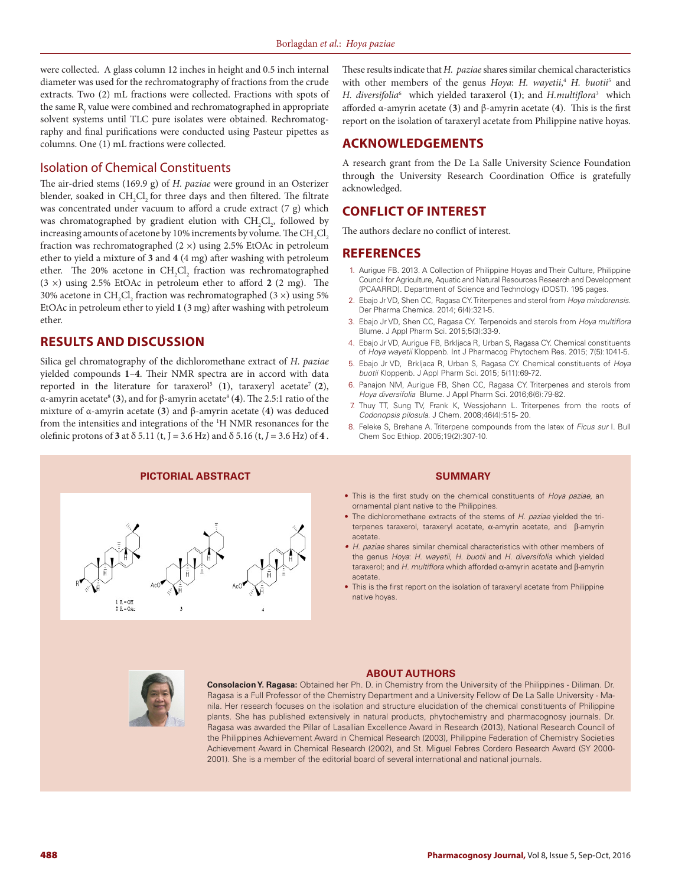were collected. A glass column 12 inches in height and 0.5 inch internal diameter was used for the rechromatography of fractions from the crude extracts. Two (2) mL fractions were collected. Fractions with spots of the same $R_f$ value were combined and rechromatographed in appropriate solvent systems until TLC pure isolates were obtained. Rechromatography and final purifications were conducted using Pasteur pipettes as columns. One (1) mL fractions were collected.

## Isolation of Chemical Constituents

The air-dried stems (169.9 g) of *H. paziae* were ground in an Osterizer blender, soaked in $CH_2Cl_2$ for three days and then filtered. The filtrate was concentrated under vacuum to afford a crude extract (7 g) which was chromatographed by gradient elution with $CH_2Cl_2$, followed by increasing amounts of acetone by 10% increments by volume. The $CH_2Cl_2$ fraction was rechromatographed (2 ×) using 2.5% EtOAc in petroleum ether to yield a mixture of **3** and **4** (4 mg) after washing with petroleum ether. The 20% acetone in $CH_2Cl_2$ fraction was rechromatographed (3 ×) using 2.5% EtOAc in petroleum ether to afford **2** (2 mg). The 30% acetone in $CH_2Cl_2$ fraction was rechromatographed (3 ×) using 5% EtOAc in petroleum ether to yield **1** (3 mg) after washing with petroleum ether.

## RESULTS AND DISCUSSION

Silica gel chromatography of the dichloromethane extract of *H. paziae* yielded compounds **1**–**4**. Their NMR spectra are in accord with data reported in the literature for taraxerol[5] (**1**), taraxeryl acetate[7] (**2**), α-amyrin acetate[8] (**3**), and for β-amyrin acetate[8] (**4**). The 2.5:1 ratio of the mixture of α-amyrin acetate (**3**) and β-amyrin acetate (**4**) was deduced from the intensities and integrations of the $^1$H NMR resonances for the olefinic protons of **3** at δ 5.11 (t, J = 3.6 Hz) and δ 5.16 (t, *J* = 3.6 Hz) of **4** .

These results indicate that *H. paziae* shares similar chemical characteristics with other members of the genus *Hoya*: *H. wayetii*,[4] *H. buotii*[5] and *H. diversifolia*[6] which yielded taraxerol (**1**); and *H.multiflora*[3] which afforded α-amyrin acetate (**3**) and β-amyrin acetate (**4**). This is the first report on the isolation of taraxeryl acetate from Philippine native hoyas.

## ACKNOWLEDGEMENTS

A research grant from the De La Salle University Science Foundation through the University Research Coordination Office is gratefully acknowledged.

## CONFLICT OF INTEREST

The authors declare no conflict of interest.

## REFERENCES

1. Aurigue FB. 2013. A Collection of Philippine Hoyas and Their Culture, Philippine Council for Agriculture, Aquatic and Natural Resources Research and Development (PCAARRD). Department of Science and Technology (DOST). 195 pages.
2. Ebajo Jr VD, Shen CC, Ragasa CY. Triterpenes and sterol from *Hoya mindorensis*. Der Pharma Chemica. 2014; 6(4):321-5.
3. Ebajo Jr VD, Shen CC, Ragasa CY. Terpenoids and sterols from *Hoya multiflora* Blume. J Appl Pharm Sci. 2015;5(3):33-9.
4. Ebajo Jr VD, Aurigue FB, Brkljaca R, Urban S, Ragasa CY. Chemical constituents of *Hoya wayetii* Kloppenb. Int J Pharmacog Phytochem Res. 2015; 7(5):1041-5.
5. Ebajo Jr VD, Brkljaca R, Urban S, Ragasa CY. Chemical constituents of *Hoya buotii* Kloppenb. J Appl Pharm Sci. 2015; 5(11):69-72.
6. Panajon NM, Aurigue FB, Shen CC, Ragasa CY. Triterpenes and sterols from *Hoya diversifolia* Blume. J Appl Pharm Sci. 2016;6(6):79-82.
7. Thuy TT, Sung TV, Frank K, Wessjohann L. Triterpenes from the roots of *Codonopsis pilosula*. J Chem. 2008;46(4):515- 20.
8. Feleke S, Brehane A. Triterpene compounds from the latex of *Ficus sur* I. Bull Chem Soc Ethiop. 2005;19(2):307-10.

## PICTORIAL ABSTRACT

1 R = OH
2 R = OAc

## SUMMARY

- This is the first study on the chemical constituents of *Hoya paziae*, an ornamental plant native to the Philippines.
- The dichloromethane extracts of the stems of *H. paziae* yielded the triterpenes taraxerol, taraxeryl acetate, α-amyrin acetate, and β-amyrin acetate.
- *H. paziae* shares similar chemical characteristics with other members of the genus *Hoya*: *H. wayetii*, *H. buotii* and *H. diversifolia* which yielded taraxerol; and *H. multiflora* which afforded α-amyrin acetate and β-amyrin acetate.
- This is the first report on the isolation of taraxeryl acetate from Philippine native hoyas.

## ABOUT AUTHORS

**Consolacion Y. Ragasa:** Obtained her Ph. D. in Chemistry from the University of the Philippines - Diliman. Dr. Ragasa is a Full Professor of the Chemistry Department and a University Fellow of De La Salle University - Manila. Her research focuses on the isolation and structure elucidation of the chemical constituents of Philippine plants. She has published extensively in natural products, phytochemistry and pharmacognosy journals. Dr. Ragasa was awarded the Pillar of Lasallian Excellence Award in Research (2013), National Research Council of the Philippines Achievement Award in Chemical Research (2003), Philippine Federation of Chemistry Societies Achievement Award in Chemical Research (2002), and St. Miguel Febres Cordero Research Award (SY 2000-2001). She is a member of the editorial board of several international and national journals.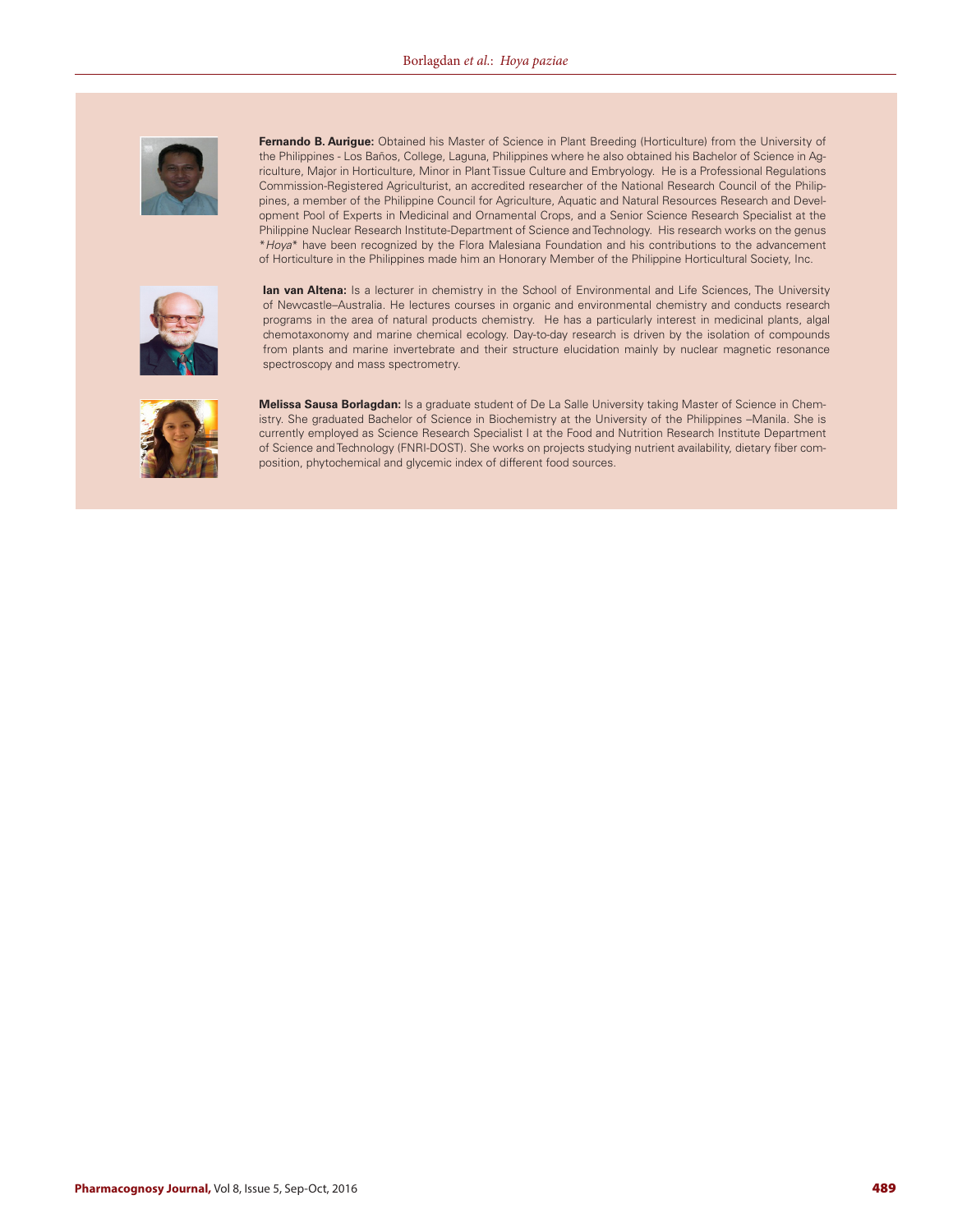**Fernando B. Aurigue:** Obtained his Master of Science in Plant Breeding (Horticulture) from the University of the Philippines - Los Baños, College, Laguna, Philippines where he also obtained his Bachelor of Science in Agriculture, Major in Horticulture, Minor in Plant Tissue Culture and Embryology. He is a Professional Regulations Commission-Registered Agriculturist, an accredited researcher of the National Research Council of the Philippines, a member of the Philippine Council for Agriculture, Aquatic and Natural Resources Research and Development Pool of Experts in Medicinal and Ornamental Crops, and a Senior Science Research Specialist at the Philippine Nuclear Research Institute-Department of Science and Technology. His research works on the genus **Hoya** have been recognized by the Flora Malesiana Foundation and his contributions to the advancement of Horticulture in the Philippines made him an Honorary Member of the Philippine Horticultural Society, Inc.

**Ian van Altena:** Is a lecturer in chemistry in the School of Environmental and Life Sciences, The University of Newcastle–Australia. He lectures courses in organic and environmental chemistry and conducts research programs in the area of natural products chemistry. He has a particularly interest in medicinal plants, algal chemotaxonomy and marine chemical ecology. Day-to-day research is driven by the isolation of compounds from plants and marine invertebrate and their structure elucidation mainly by nuclear magnetic resonance spectroscopy and mass spectrometry.

**Melissa Sausa Borlagdan:** Is a graduate student of De La Salle University taking Master of Science in Chemistry. She graduated Bachelor of Science in Biochemistry at the University of the Philippines –Manila. She is currently employed as Science Research Specialist I at the Food and Nutrition Research Institute Department of Science and Technology (FNRI-DOST). She works on projects studying nutrient availability, dietary fiber composition, phytochemical and glycemic index of different food sources.